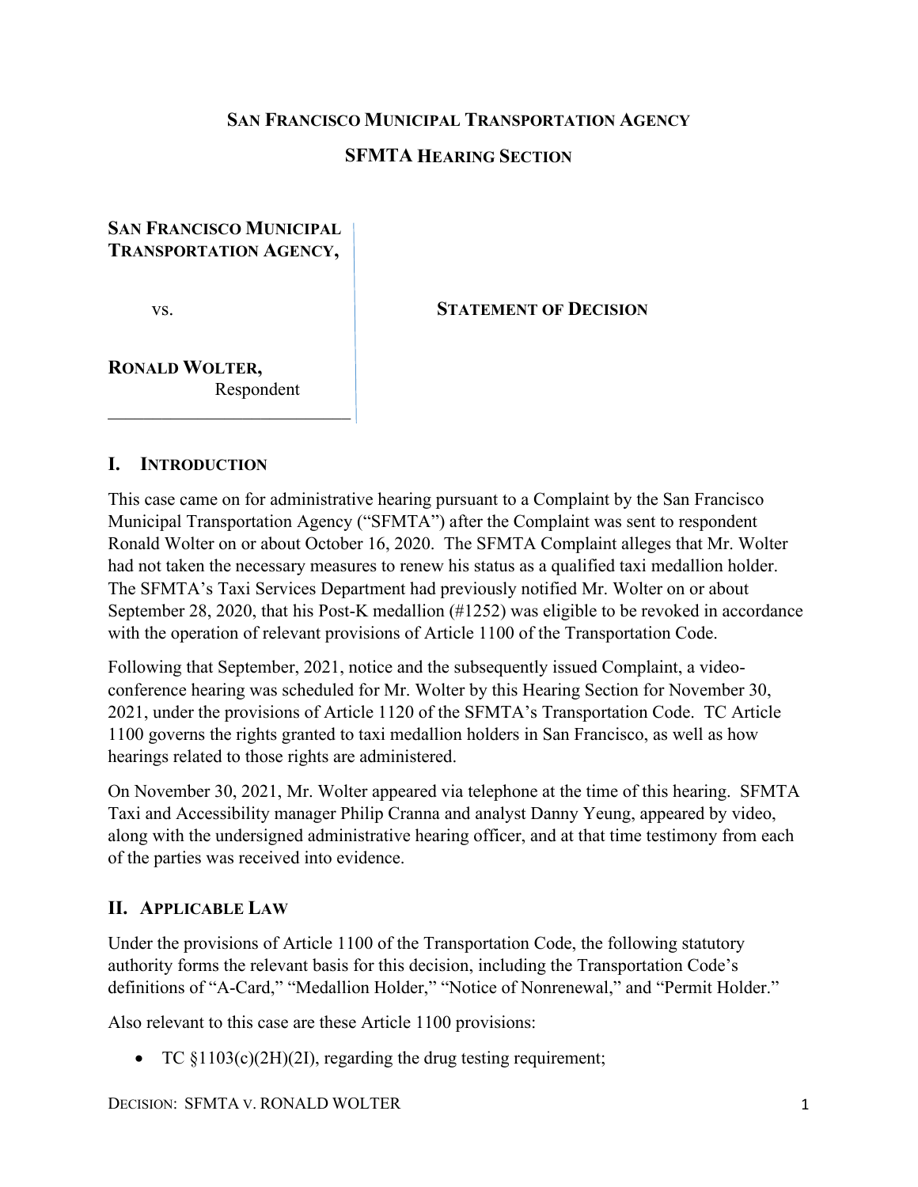**SAN FRANCISCO MUNICIPAL TRANSPORTATION AGENCY**

**SFMTA HEARING SECTION**

**SAN FRANCISCO MUNICIPAL TRANSPORTATION AGENCY,**

vs.

**RONALD WOLTER,**
Respondent

**STATEMENT OF DECISION**

## I. INTRODUCTION

This case came on for administrative hearing pursuant to a Complaint by the San Francisco Municipal Transportation Agency ("SFMTA") after the Complaint was sent to respondent Ronald Wolter on or about October 16, 2020. The SFMTA Complaint alleges that Mr. Wolter had not taken the necessary measures to renew his status as a qualified taxi medallion holder. The SFMTA's Taxi Services Department had previously notified Mr. Wolter on or about September 28, 2020, that his Post-K medallion (#1252) was eligible to be revoked in accordance with the operation of relevant provisions of Article 1100 of the Transportation Code.

Following that September, 2021, notice and the subsequently issued Complaint, a video-conference hearing was scheduled for Mr. Wolter by this Hearing Section for November 30, 2021, under the provisions of Article 1120 of the SFMTA's Transportation Code. TC Article 1100 governs the rights granted to taxi medallion holders in San Francisco, as well as how hearings related to those rights are administered.

On November 30, 2021, Mr. Wolter appeared via telephone at the time of this hearing. SFMTA Taxi and Accessibility manager Philip Cranna and analyst Danny Yeung, appeared by video, along with the undersigned administrative hearing officer, and at that time testimony from each of the parties was received into evidence.

## II. APPLICABLE LAW

Under the provisions of Article 1100 of the Transportation Code, the following statutory authority forms the relevant basis for this decision, including the Transportation Code's definitions of "A-Card," "Medallion Holder," "Notice of Nonrenewal," and "Permit Holder."

Also relevant to this case are these Article 1100 provisions:

- TC §1103(c)(2H)(2I), regarding the drug testing requirement;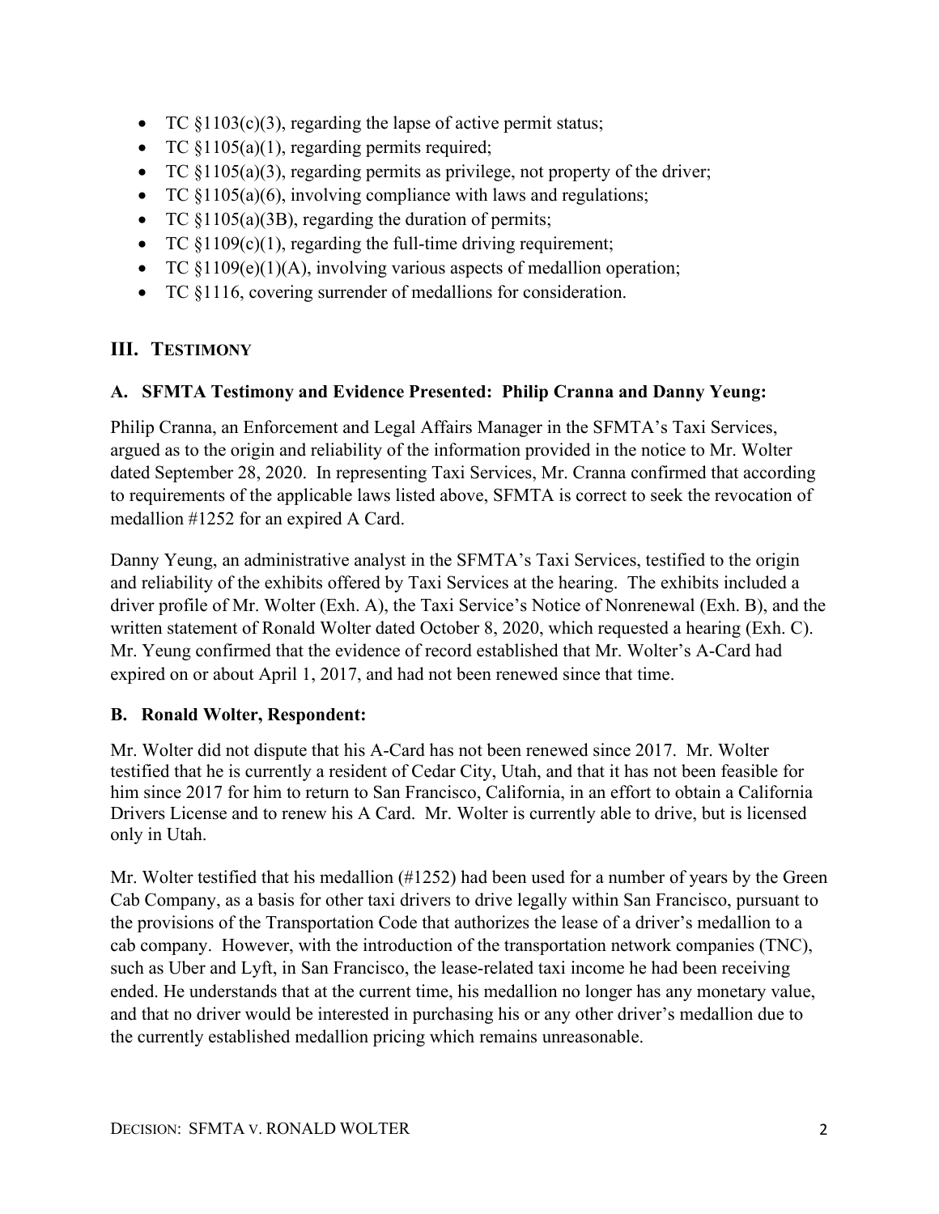- TC §1103(c)(3), regarding the lapse of active permit status;
- TC §1105(a)(1), regarding permits required;
- TC §1105(a)(3), regarding permits as privilege, not property of the driver;
- TC §1105(a)(6), involving compliance with laws and regulations;
- TC §1105(a)(3B), regarding the duration of permits;
- TC §1109(c)(1), regarding the full-time driving requirement;
- TC §1109(e)(1)(A), involving various aspects of medallion operation;
- TC §1116, covering surrender of medallions for consideration.

## III. TESTIMONY

### A. SFMTA Testimony and Evidence Presented: Philip Cranna and Danny Yeung:

Philip Cranna, an Enforcement and Legal Affairs Manager in the SFMTA's Taxi Services, argued as to the origin and reliability of the information provided in the notice to Mr. Wolter dated September 28, 2020. In representing Taxi Services, Mr. Cranna confirmed that according to requirements of the applicable laws listed above, SFMTA is correct to seek the revocation of medallion #1252 for an expired A Card.

Danny Yeung, an administrative analyst in the SFMTA's Taxi Services, testified to the origin and reliability of the exhibits offered by Taxi Services at the hearing. The exhibits included a driver profile of Mr. Wolter (Exh. A), the Taxi Service's Notice of Nonrenewal (Exh. B), and the written statement of Ronald Wolter dated October 8, 2020, which requested a hearing (Exh. C). Mr. Yeung confirmed that the evidence of record established that Mr. Wolter's A-Card had expired on or about April 1, 2017, and had not been renewed since that time.

### B. Ronald Wolter, Respondent:

Mr. Wolter did not dispute that his A-Card has not been renewed since 2017. Mr. Wolter testified that he is currently a resident of Cedar City, Utah, and that it has not been feasible for him since 2017 for him to return to San Francisco, California, in an effort to obtain a California Drivers License and to renew his A Card. Mr. Wolter is currently able to drive, but is licensed only in Utah.

Mr. Wolter testified that his medallion (#1252) had been used for a number of years by the Green Cab Company, as a basis for other taxi drivers to drive legally within San Francisco, pursuant to the provisions of the Transportation Code that authorizes the lease of a driver's medallion to a cab company. However, with the introduction of the transportation network companies (TNC), such as Uber and Lyft, in San Francisco, the lease-related taxi income he had been receiving ended. He understands that at the current time, his medallion no longer has any monetary value, and that no driver would be interested in purchasing his or any other driver's medallion due to the currently established medallion pricing which remains unreasonable.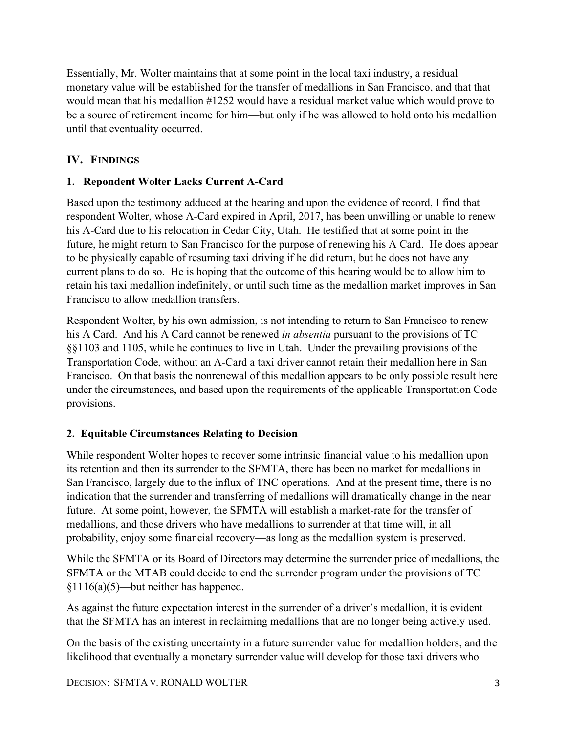Essentially, Mr. Wolter maintains that at some point in the local taxi industry, a residual monetary value will be established for the transfer of medallions in San Francisco, and that that would mean that his medallion #1252 would have a residual market value which would prove to be a source of retirement income for him—but only if he was allowed to hold onto his medallion until that eventuality occurred.

## IV. FINDINGS

### 1. Respondent Wolter Lacks Current A-Card

Based upon the testimony adduced at the hearing and upon the evidence of record, I find that respondent Wolter, whose A-Card expired in April, 2017, has been unwilling or unable to renew his A-Card due to his relocation in Cedar City, Utah. He testified that at some point in the future, he might return to San Francisco for the purpose of renewing his A Card. He does appear to be physically capable of resuming taxi driving if he did return, but he does not have any current plans to do so. He is hoping that the outcome of this hearing would be to allow him to retain his taxi medallion indefinitely, or until such time as the medallion market improves in San Francisco to allow medallion transfers.

Respondent Wolter, by his own admission, is not intending to return to San Francisco to renew his A Card. And his A Card cannot be renewed *in absentia* pursuant to the provisions of TC §§1103 and 1105, while he continues to live in Utah. Under the prevailing provisions of the Transportation Code, without an A-Card a taxi driver cannot retain their medallion here in San Francisco. On that basis the nonrenewal of this medallion appears to be only possible result here under the circumstances, and based upon the requirements of the applicable Transportation Code provisions.

### 2. Equitable Circumstances Relating to Decision

While respondent Wolter hopes to recover some intrinsic financial value to his medallion upon its retention and then its surrender to the SFMTA, there has been no market for medallions in San Francisco, largely due to the influx of TNC operations. And at the present time, there is no indication that the surrender and transferring of medallions will dramatically change in the near future. At some point, however, the SFMTA will establish a market-rate for the transfer of medallions, and those drivers who have medallions to surrender at that time will, in all probability, enjoy some financial recovery—as long as the medallion system is preserved.

While the SFMTA or its Board of Directors may determine the surrender price of medallions, the SFMTA or the MTAB could decide to end the surrender program under the provisions of TC §1116(a)(5)—but neither has happened.

As against the future expectation interest in the surrender of a driver's medallion, it is evident that the SFMTA has an interest in reclaiming medallions that are no longer being actively used.

On the basis of the existing uncertainty in a future surrender value for medallion holders, and the likelihood that eventually a monetary surrender value will develop for those taxi drivers who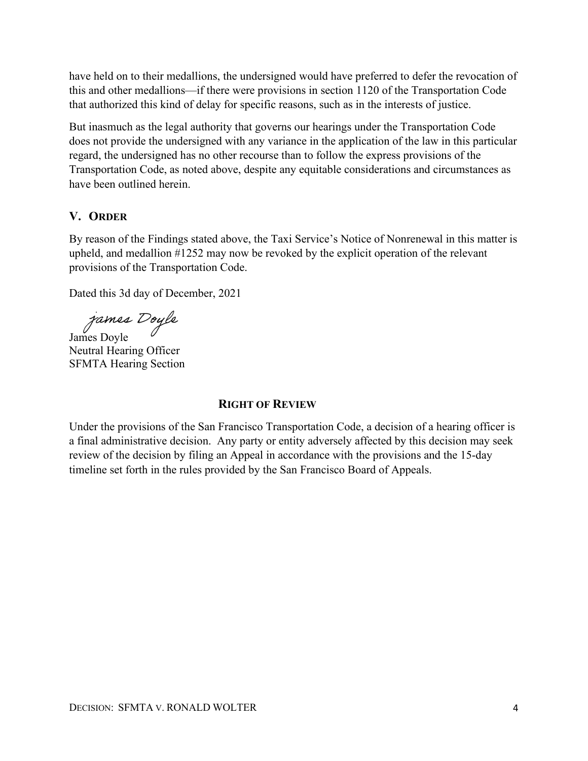have held on to their medallions, the undersigned would have preferred to defer the revocation of this and other medallions—if there were provisions in section 1120 of the Transportation Code that authorized this kind of delay for specific reasons, such as in the interests of justice.

But inasmuch as the legal authority that governs our hearings under the Transportation Code does not provide the undersigned with any variance in the application of the law in this particular regard, the undersigned has no other recourse than to follow the express provisions of the Transportation Code, as noted above, despite any equitable considerations and circumstances as have been outlined herein.

## V. ORDER

By reason of the Findings stated above, the Taxi Service's Notice of Nonrenewal in this matter is upheld, and medallion #1252 may now be revoked by the explicit operation of the relevant provisions of the Transportation Code.

Dated this 3d day of December, 2021

*James Doyle*

James Doyle
Neutral Hearing Officer
SFMTA Hearing Section

### RIGHT OF REVIEW

Under the provisions of the San Francisco Transportation Code, a decision of a hearing officer is a final administrative decision. Any party or entity adversely affected by this decision may seek review of the decision by filing an Appeal in accordance with the provisions and the 15-day timeline set forth in the rules provided by the San Francisco Board of Appeals.